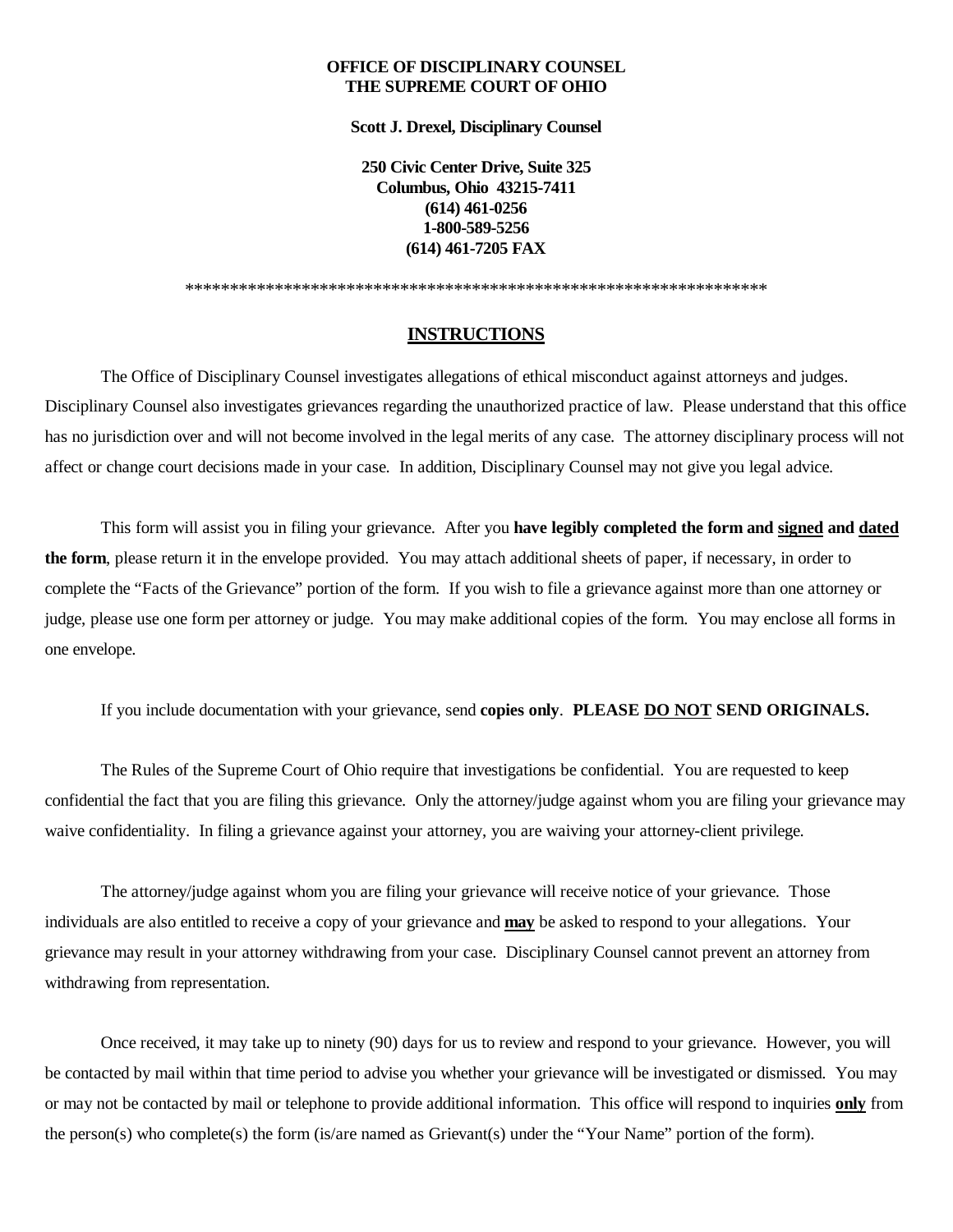**OFFICE OF DISCIPLINARY COUNSEL**
**THE SUPREME COURT OF OHIO**

**Scott J. Drexel, Disciplinary Counsel**

**250 Civic Center Drive, Suite 325**
**Columbus, Ohio 43215-7411**
**(614) 461-0256**
**1-800-589-5256**
**(614) 461-7205 FAX**

*****************************************************************

## INSTRUCTIONS

The Office of Disciplinary Counsel investigates allegations of ethical misconduct against attorneys and judges. Disciplinary Counsel also investigates grievances regarding the unauthorized practice of law. Please understand that this office has no jurisdiction over and will not become involved in the legal merits of any case. The attorney disciplinary process will not affect or change court decisions made in your case. In addition, Disciplinary Counsel may not give you legal advice.

This form will assist you in filing your grievance. After you **have legibly completed the form and signed and dated the form**, please return it in the envelope provided. You may attach additional sheets of paper, if necessary, in order to complete the "Facts of the Grievance" portion of the form. If you wish to file a grievance against more than one attorney or judge, please use one form per attorney or judge. You may make additional copies of the form. You may enclose all forms in one envelope.

If you include documentation with your grievance, send **copies only**. **PLEASE DO NOT SEND ORIGINALS.**

The Rules of the Supreme Court of Ohio require that investigations be confidential. You are requested to keep confidential the fact that you are filing this grievance. Only the attorney/judge against whom you are filing your grievance may waive confidentiality. In filing a grievance against your attorney, you are waiving your attorney-client privilege.

The attorney/judge against whom you are filing your grievance will receive notice of your grievance. Those individuals are also entitled to receive a copy of your grievance and **may** be asked to respond to your allegations. Your grievance may result in your attorney withdrawing from your case. Disciplinary Counsel cannot prevent an attorney from withdrawing from representation.

Once received, it may take up to ninety (90) days for us to review and respond to your grievance. However, you will be contacted by mail within that time period to advise you whether your grievance will be investigated or dismissed. You may or may not be contacted by mail or telephone to provide additional information. This office will respond to inquiries **only** from the person(s) who complete(s) the form (is/are named as Grievant(s) under the "Your Name" portion of the form).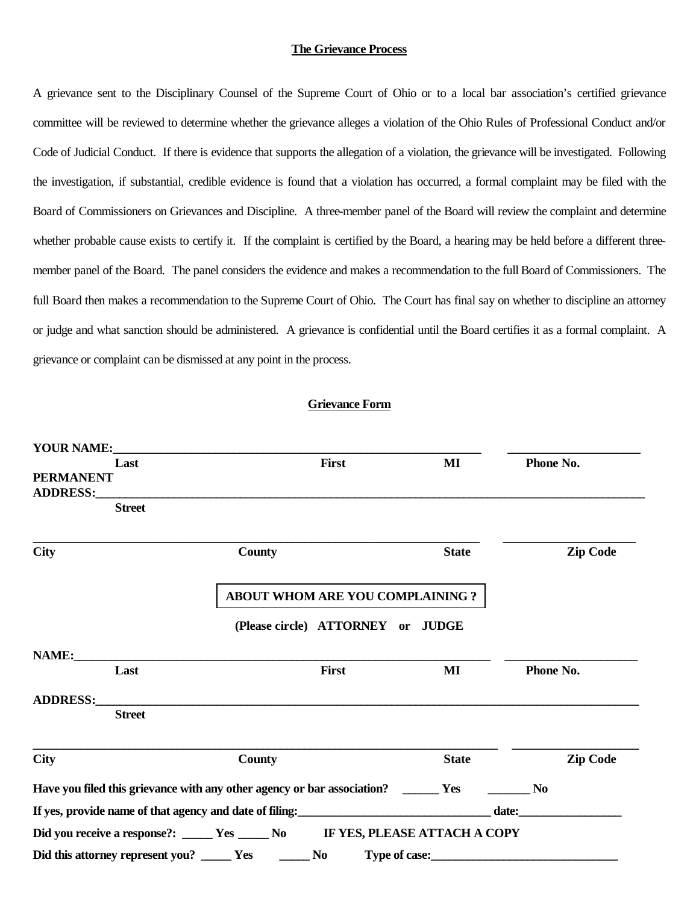## The Grievance Process

A grievance sent to the Disciplinary Counsel of the Supreme Court of Ohio or to a local bar association's certified grievance committee will be reviewed to determine whether the grievance alleges a violation of the Ohio Rules of Professional Conduct and/or Code of Judicial Conduct. If there is evidence that supports the allegation of a violation, the grievance will be investigated. Following the investigation, if substantial, credible evidence is found that a violation has occurred, a formal complaint may be filed with the Board of Commissioners on Grievances and Discipline. A three-member panel of the Board will review the complaint and determine whether probable cause exists to certify it. If the complaint is certified by the Board, a hearing may be held before a different three-member panel of the Board. The panel considers the evidence and makes a recommendation to the full Board of Commissioners. The full Board then makes a recommendation to the Supreme Court of Ohio. The Court has final say on whether to discipline an attorney or judge and what sanction should be administered. A grievance is confidential until the Board certifies it as a formal complaint. A grievance or complaint can be dismissed at any point in the process.

## Grievance Form

**YOUR NAME:**_______________________________________________ _______________________

**Last** **First** **MI** **Phone No.**

**PERMANENT ADDRESS:**______________________________________________________________

**Street**

_____________________________________________________________ _______________________

**City** **County** **State** **Zip Code**

**ABOUT WHOM ARE YOU COMPLAINING ?**

**(Please circle) ATTORNEY or JUDGE**

**NAME:**_____________________________________________________ _______________________

**Last** **First** **MI** **Phone No.**

**ADDRESS:**__________________________________________________________________

**Street**

_____________________________________________________________ _______________________

**City** **County** **State** **Zip Code**

**Have you filed this grievance with any other agency or bar association? ______ Yes _______ No**

**If yes, provide name of that agency and date of filing:**________________________________ **date:**_________________

**Did you receive a response?: _____ Yes _____ No IF YES, PLEASE ATTACH A COPY**

**Did this attorney represent you? _____ Yes _____ No Type of case:**_______________________________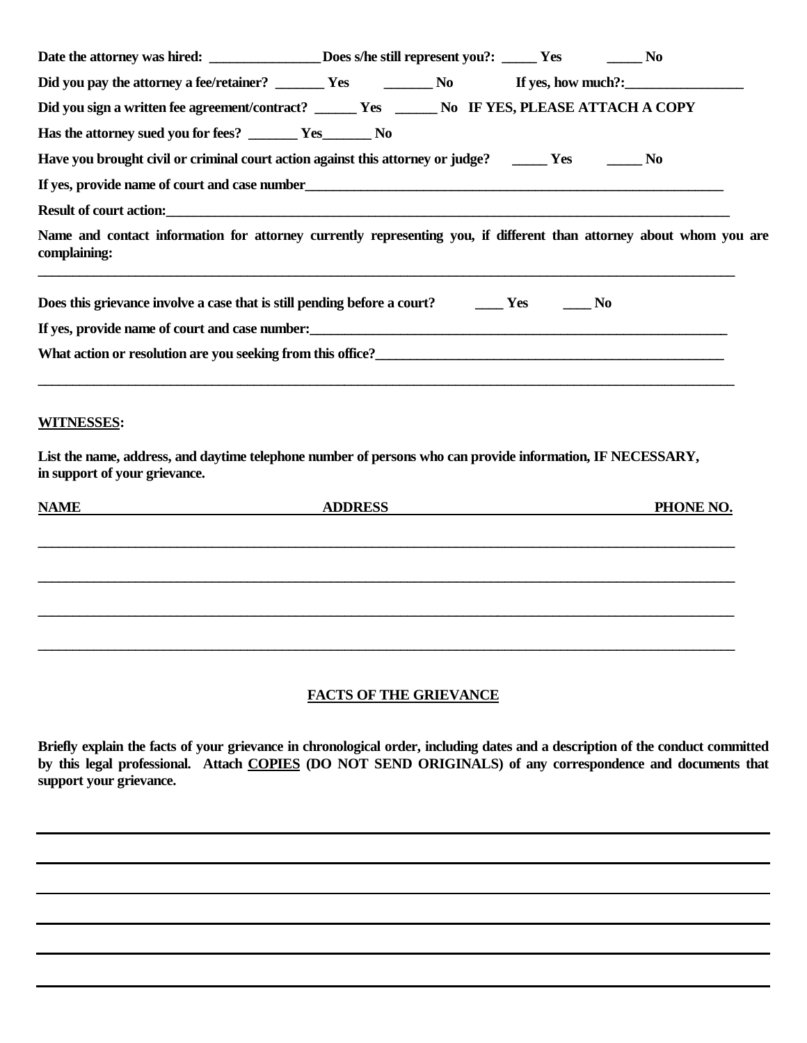**Date the attorney was hired: ________________ Does s/he still represent you?: _____ Yes _____ No**

**Did you pay the attorney a fee/retainer? _______ Yes _______ No If yes, how much?:_________________**

**Did you sign a written fee agreement/contract? ______ Yes ______ No IF YES, PLEASE ATTACH A COPY**

**Has the attorney sued you for fees? _______ Yes_______ No**

**Have you brought civil or criminal court action against this attorney or judge? _____ Yes _____ No**

**If yes, provide name of court and case number_______________________________________________________________**

**Result of court action:_____________________________________________________________________________________**

**Name and contact information for attorney currently representing you, if different than attorney about whom you are complaining:**

**_____________________________________________________________________________________________________________**

**Does this grievance involve a case that is still pending before a court? ____ Yes ____ No**

**If yes, provide name of court and case number:_______________________________________________________________**

**What action or resolution are you seeking from this office?___________________________________________________**

**_____________________________________________________________________________________________________________**

**<u>WITNESSES</u>:**

**List the name, address, and daytime telephone number of persons who can provide information, IF NECESSARY, in support of your grievance.**

| **NAME** | **ADDRESS** | **PHONE NO.** |
|---|---|---|
| | | |
| | | |
| | | |
| | | |

## FACTS OF THE GRIEVANCE

**Briefly explain the facts of your grievance in chronological order, including dates and a description of the conduct committed by this legal professional. Attach <u>COPIES</u> (DO NOT SEND ORIGINALS) of any correspondence and documents that support your grievance.**

_____________________________________________________________________________________________________________

_____________________________________________________________________________________________________________

_____________________________________________________________________________________________________________

_____________________________________________________________________________________________________________

_____________________________________________________________________________________________________________

_____________________________________________________________________________________________________________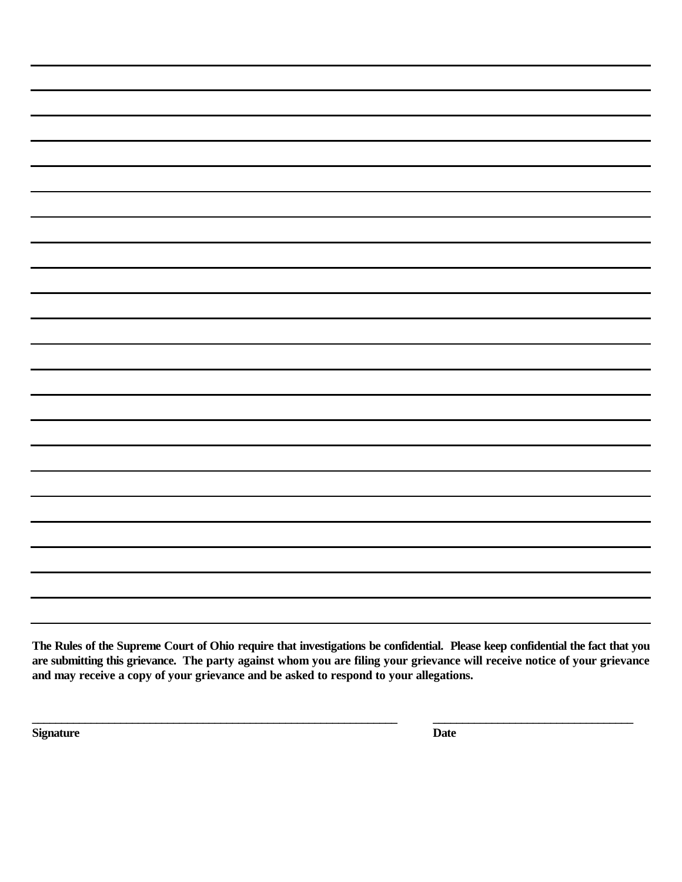**The Rules of the Supreme Court of Ohio require that investigations be confidential. Please keep confidential the fact that you are submitting this grievance. The party against whom you are filing your grievance will receive notice of your grievance and may receive a copy of your grievance and be asked to respond to your allegations.**

______________________________________________________________ ______________________________

**Signature** **Date**